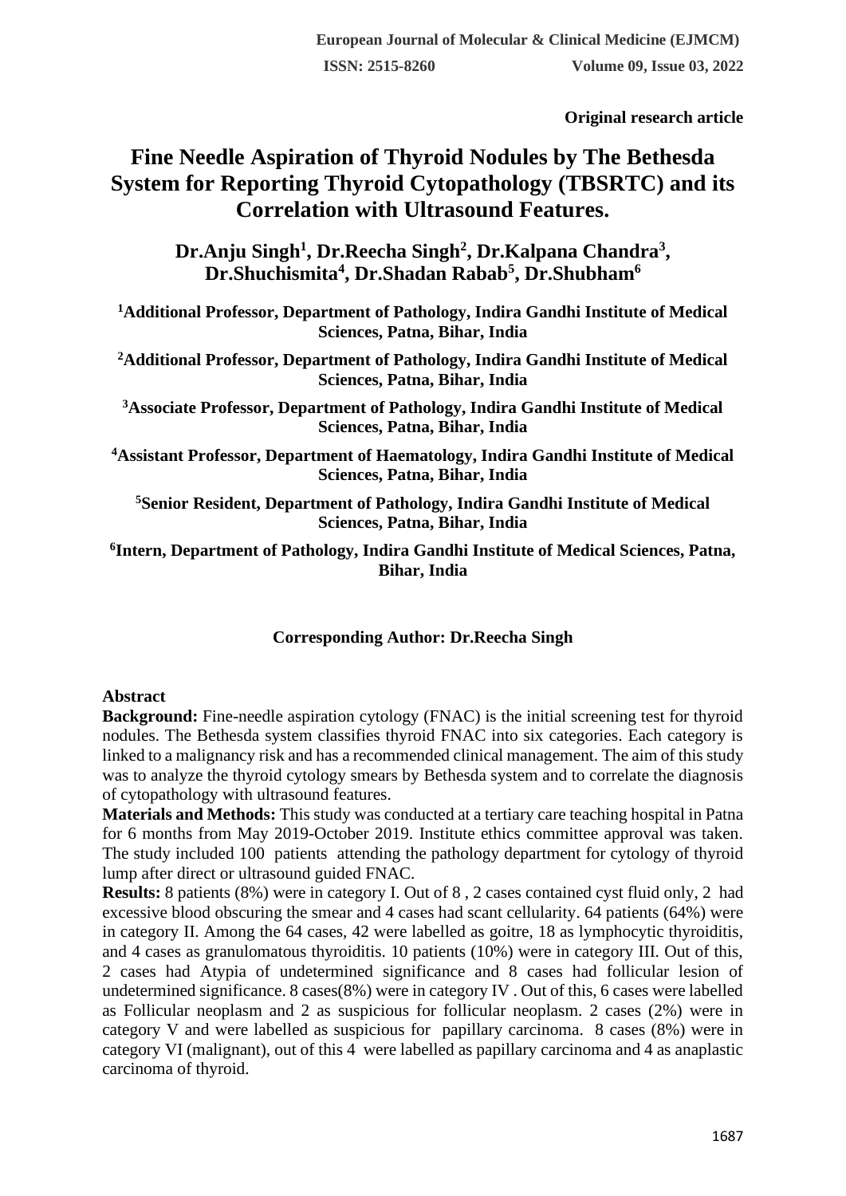**Original research article**

# Fine Needle Aspiration of Thyroid Nodules by The Bethesda System for Reporting Thyroid Cytopathology (TBSRTC) and its Correlation with Ultrasound Features.

**Dr.Anju Singh[1], Dr.Reecha Singh[2], Dr.Kalpana Chandra[3], Dr.Shuchismita[4], Dr.Shadan Rabab[5], Dr.Shubham[6]**

**[1]Additional Professor, Department of Pathology, Indira Gandhi Institute of Medical Sciences, Patna, Bihar, India**

**[2]Additional Professor, Department of Pathology, Indira Gandhi Institute of Medical Sciences, Patna, Bihar, India**

**[3]Associate Professor, Department of Pathology, Indira Gandhi Institute of Medical Sciences, Patna, Bihar, India**

**[4]Assistant Professor, Department of Haematology, Indira Gandhi Institute of Medical Sciences, Patna, Bihar, India**

**[5]Senior Resident, Department of Pathology, Indira Gandhi Institute of Medical Sciences, Patna, Bihar, India**

**[6]Intern, Department of Pathology, Indira Gandhi Institute of Medical Sciences, Patna, Bihar, India**

**Corresponding Author: Dr.Reecha Singh**

## Abstract

**Background:** Fine-needle aspiration cytology (FNAC) is the initial screening test for thyroid nodules. The Bethesda system classifies thyroid FNAC into six categories. Each category is linked to a malignancy risk and has a recommended clinical management. The aim of this study was to analyze the thyroid cytology smears by Bethesda system and to correlate the diagnosis of cytopathology with ultrasound features.

**Materials and Methods:** This study was conducted at a tertiary care teaching hospital in Patna for 6 months from May 2019-October 2019. Institute ethics committee approval was taken. The study included 100 patients attending the pathology department for cytology of thyroid lump after direct or ultrasound guided FNAC.

**Results:** 8 patients (8%) were in category I. Out of 8 , 2 cases contained cyst fluid only, 2 had excessive blood obscuring the smear and 4 cases had scant cellularity. 64 patients (64%) were in category II. Among the 64 cases, 42 were labelled as goitre, 18 as lymphocytic thyroiditis, and 4 cases as granulomatous thyroiditis. 10 patients (10%) were in category III. Out of this, 2 cases had Atypia of undetermined significance and 8 cases had follicular lesion of undetermined significance. 8 cases(8%) were in category IV . Out of this, 6 cases were labelled as Follicular neoplasm and 2 as suspicious for follicular neoplasm. 2 cases (2%) were in category V and were labelled as suspicious for papillary carcinoma. 8 cases (8%) were in category VI (malignant), out of this 4 were labelled as papillary carcinoma and 4 as anaplastic carcinoma of thyroid.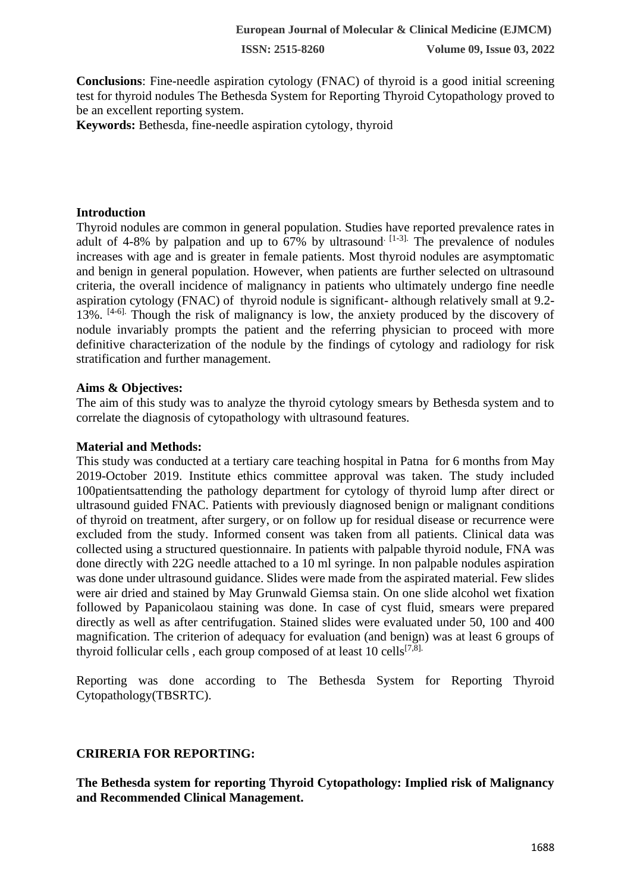**Conclusions**: Fine-needle aspiration cytology (FNAC) of thyroid is a good initial screening test for thyroid nodules The Bethesda System for Reporting Thyroid Cytopathology proved to be an excellent reporting system.

**Keywords:** Bethesda, fine-needle aspiration cytology, thyroid

## Introduction

Thyroid nodules are common in general population. Studies have reported prevalence rates in adult of 4-8% by palpation and up to 67% by ultrasound. [1-3]. The prevalence of nodules increases with age and is greater in female patients. Most thyroid nodules are asymptomatic and benign in general population. However, when patients are further selected on ultrasound criteria, the overall incidence of malignancy in patients who ultimately undergo fine needle aspiration cytology (FNAC) of thyroid nodule is significant- although relatively small at 9.2-13%. [4-6]. Though the risk of malignancy is low, the anxiety produced by the discovery of nodule invariably prompts the patient and the referring physician to proceed with more definitive characterization of the nodule by the findings of cytology and radiology for risk stratification and further management.

## Aims & Objectives:

The aim of this study was to analyze the thyroid cytology smears by Bethesda system and to correlate the diagnosis of cytopathology with ultrasound features.

## Material and Methods:

This study was conducted at a tertiary care teaching hospital in Patna for 6 months from May 2019-October 2019. Institute ethics committee approval was taken. The study included 100patientsattending the pathology department for cytology of thyroid lump after direct or ultrasound guided FNAC. Patients with previously diagnosed benign or malignant conditions of thyroid on treatment, after surgery, or on follow up for residual disease or recurrence were excluded from the study. Informed consent was taken from all patients. Clinical data was collected using a structured questionnaire. In patients with palpable thyroid nodule, FNA was done directly with 22G needle attached to a 10 ml syringe. In non palpable nodules aspiration was done under ultrasound guidance. Slides were made from the aspirated material. Few slides were air dried and stained by May Grunwald Giemsa stain. On one slide alcohol wet fixation followed by Papanicolaou staining was done. In case of cyst fluid, smears were prepared directly as well as after centrifugation. Stained slides were evaluated under 50, 100 and 400 magnification. The criterion of adequacy for evaluation (and benign) was at least 6 groups of thyroid follicular cells , each group composed of at least 10 cells[7,8].

Reporting was done according to The Bethesda System for Reporting Thyroid Cytopathology(TBSRTC).

## CRIRERIA FOR REPORTING:

**The Bethesda system for reporting Thyroid Cytopathology: Implied risk of Malignancy and Recommended Clinical Management.**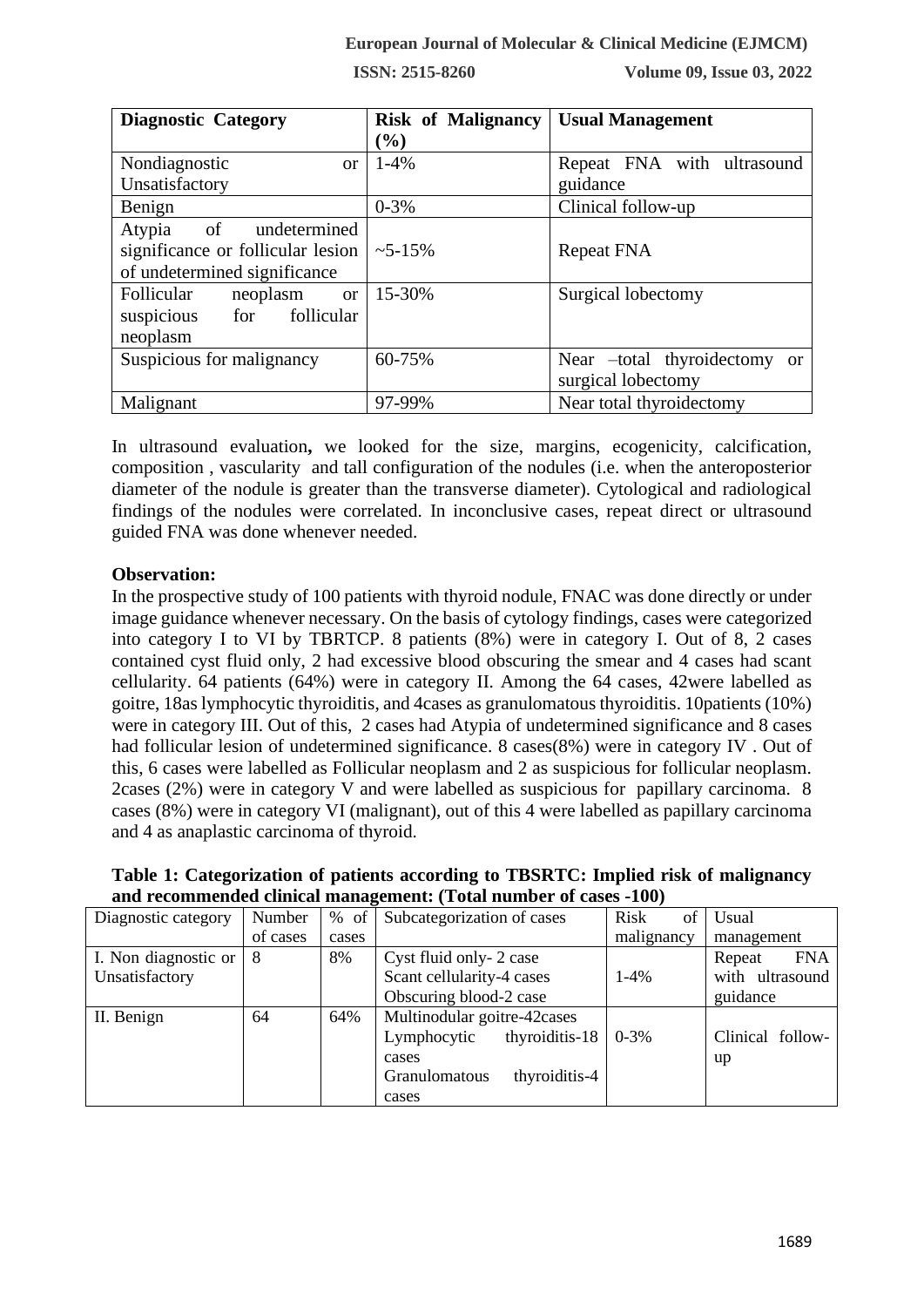| Diagnostic Category | Risk of Malignancy (%) | Usual Management |
|---|---|---|
| Nondiagnostic or Unsatisfactory | 1-4% | Repeat FNA with ultrasound guidance |
| Benign | 0-3% | Clinical follow-up |
| Atypia of undetermined significance or follicular lesion of undetermined significance | ~5-15% | Repeat FNA |
| Follicular neoplasm or suspicious for follicular neoplasm | 15-30% | Surgical lobectomy |
| Suspicious for malignancy | 60-75% | Near –total thyroidectomy or surgical lobectomy |
| Malignant | 97-99% | Near total thyroidectomy |

In ultrasound evaluation**,** we looked for the size, margins, ecogenicity, calcification, composition , vascularity and tall configuration of the nodules (i.e. when the anteroposterior diameter of the nodule is greater than the transverse diameter). Cytological and radiological findings of the nodules were correlated. In inconclusive cases, repeat direct or ultrasound guided FNA was done whenever needed.

**Observation:**

In the prospective study of 100 patients with thyroid nodule, FNAC was done directly or under image guidance whenever necessary. On the basis of cytology findings, cases were categorized into category I to VI by TBRTCP. 8 patients (8%) were in category I. Out of 8, 2 cases contained cyst fluid only, 2 had excessive blood obscuring the smear and 4 cases had scant cellularity. 64 patients (64%) were in category II. Among the 64 cases, 42were labelled as goitre, 18as lymphocytic thyroiditis, and 4cases as granulomatous thyroiditis. 10patients (10%) were in category III. Out of this, 2 cases had Atypia of undetermined significance and 8 cases had follicular lesion of undetermined significance. 8 cases(8%) were in category IV . Out of this, 6 cases were labelled as Follicular neoplasm and 2 as suspicious for follicular neoplasm. 2cases (2%) were in category V and were labelled as suspicious for papillary carcinoma. 8 cases (8%) were in category VI (malignant), out of this 4 were labelled as papillary carcinoma and 4 as anaplastic carcinoma of thyroid.

**Table 1: Categorization of patients according to TBSRTC: Implied risk of malignancy and recommended clinical management: (Total number of cases -100)**

| Diagnostic category | Number of cases | % of cases | Subcategorization of cases | Risk of malignancy | Usual management |
|---|---|---|---|---|---|
| I. Non diagnostic or Unsatisfactory | 8 | 8% | Cyst fluid only- 2 case<br>Scant cellularity-4 cases<br>Obscuring blood-2 case | 1-4% | Repeat FNA with ultrasound guidance |
| II. Benign | 64 | 64% | Multinodular goitre-42cases<br>Lymphocytic thyroiditis-18 cases<br>Granulomatous thyroiditis-4 cases | 0-3% | Clinical follow-up |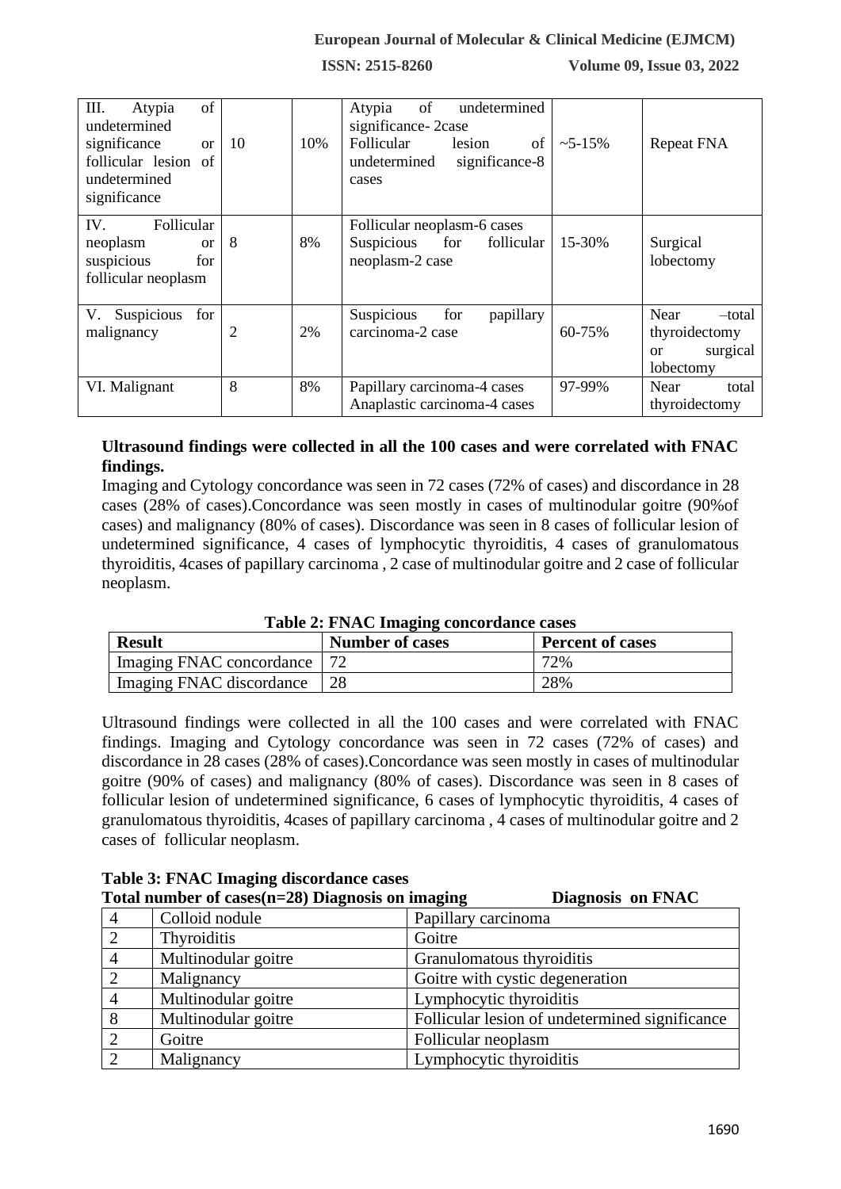| III. Atypia of undetermined significance or follicular lesion of undetermined significance | 10 | 10% | Atypia of undetermined significance- 2case<br>Follicular lesion of undetermined significance-8 cases | ~5-15% | Repeat FNA |
|---|---|---|---|---|---|
| IV. Follicular neoplasm or suspicious for follicular neoplasm | 8 | 8% | Follicular neoplasm-6 cases<br>Suspicious for follicular neoplasm-2 case | 15-30% | Surgical lobectomy |
| V. Suspicious for malignancy | 2 | 2% | Suspicious for papillary carcinoma-2 case | 60-75% | Near –total thyroidectomy or surgical lobectomy |
| VI. Malignant | 8 | 8% | Papillary carcinoma-4 cases<br>Anaplastic carcinoma-4 cases | 97-99% | Near total thyroidectomy |

**Ultrasound findings were collected in all the 100 cases and were correlated with FNAC findings.**

Imaging and Cytology concordance was seen in 72 cases (72% of cases) and discordance in 28 cases (28% of cases).Concordance was seen mostly in cases of multinodular goitre (90%of cases) and malignancy (80% of cases). Discordance was seen in 8 cases of follicular lesion of undetermined significance, 4 cases of lymphocytic thyroiditis, 4 cases of granulomatous thyroiditis, 4cases of papillary carcinoma , 2 case of multinodular goitre and 2 case of follicular neoplasm.

**Table 2: FNAC Imaging concordance cases**

| Result | Number of cases | Percent of cases |
|---|---|---|
| Imaging FNAC concordance | 72 | 72% |
| Imaging FNAC discordance | 28 | 28% |

Ultrasound findings were collected in all the 100 cases and were correlated with FNAC findings. Imaging and Cytology concordance was seen in 72 cases (72% of cases) and discordance in 28 cases (28% of cases).Concordance was seen mostly in cases of multinodular goitre (90% of cases) and malignancy (80% of cases). Discordance was seen in 8 cases of follicular lesion of undetermined significance, 6 cases of lymphocytic thyroiditis, 4 cases of granulomatous thyroiditis, 4cases of papillary carcinoma , 4 cases of multinodular goitre and 2 cases of follicular neoplasm.

**Table 3: FNAC Imaging discordance cases**

| Total number of cases(n=28) | Diagnosis on imaging | Diagnosis on FNAC |
|---|---|---|
| 4 | Colloid nodule | Papillary carcinoma |
| 2 | Thyroiditis | Goitre |
| 4 | Multinodular goitre | Granulomatous thyroiditis |
| 2 | Malignancy | Goitre with cystic degeneration |
| 4 | Multinodular goitre | Lymphocytic thyroiditis |
| 8 | Multinodular goitre | Follicular lesion of undetermined significance |
| 2 | Goitre | Follicular neoplasm |
| 2 | Malignancy | Lymphocytic thyroiditis |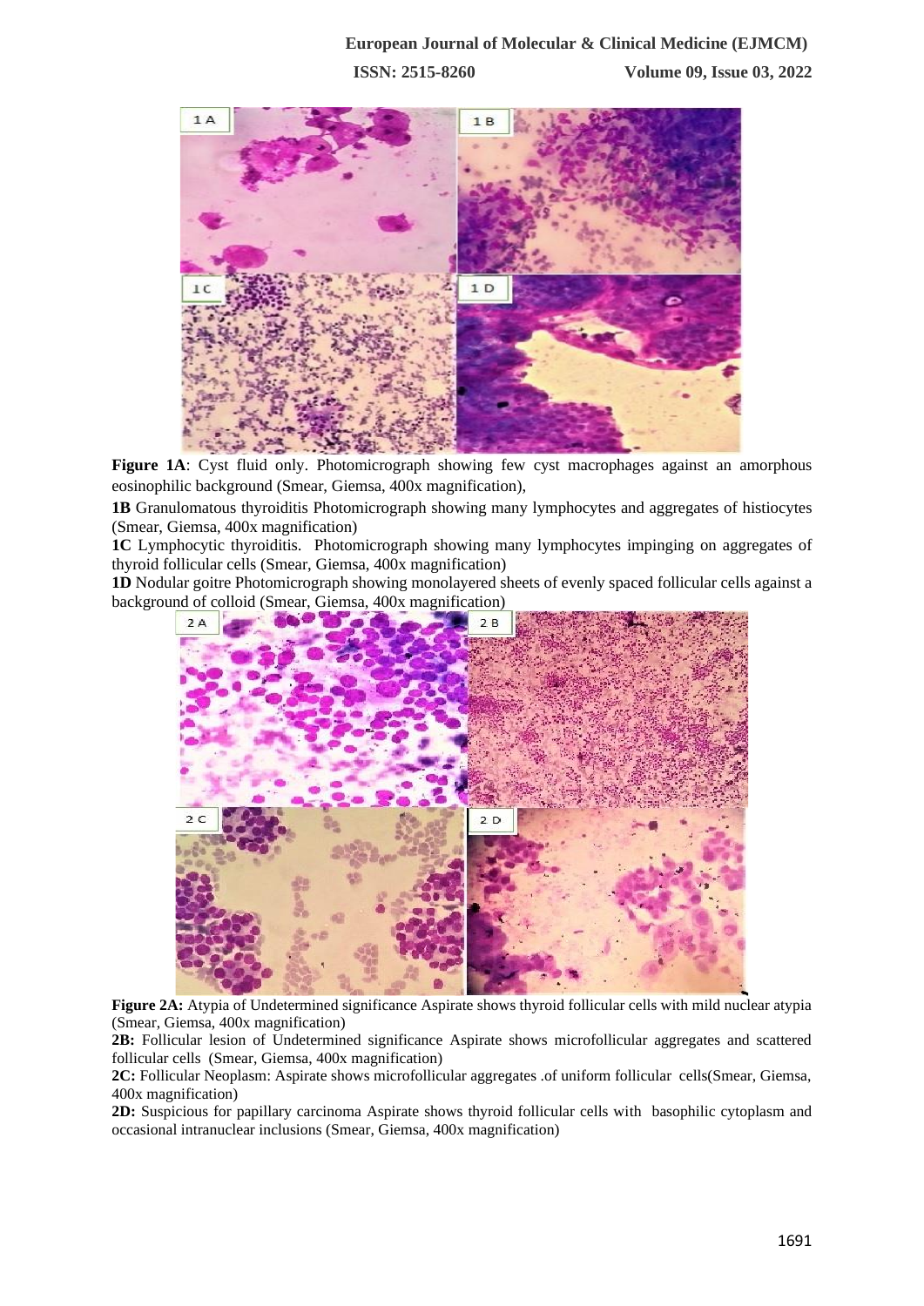**Figure 1A**: Cyst fluid only. Photomicrograph showing few cyst macrophages against an amorphous eosinophilic background (Smear, Giemsa, 400x magnification),

**1B** Granulomatous thyroiditis Photomicrograph showing many lymphocytes and aggregates of histiocytes (Smear, Giemsa, 400x magnification)

**1C** Lymphocytic thyroiditis. Photomicrograph showing many lymphocytes impinging on aggregates of thyroid follicular cells (Smear, Giemsa, 400x magnification)

**1D** Nodular goitre Photomicrograph showing monolayered sheets of evenly spaced follicular cells against a background of colloid (Smear, Giemsa, 400x magnification)

**Figure 2A:** Atypia of Undetermined significance Aspirate shows thyroid follicular cells with mild nuclear atypia (Smear, Giemsa, 400x magnification)

**2B:** Follicular lesion of Undetermined significance Aspirate shows microfollicular aggregates and scattered follicular cells (Smear, Giemsa, 400x magnification)

**2C:** Follicular Neoplasm: Aspirate shows microfollicular aggregates .of uniform follicular cells(Smear, Giemsa, 400x magnification)

**2D:** Suspicious for papillary carcinoma Aspirate shows thyroid follicular cells with basophilic cytoplasm and occasional intranuclear inclusions (Smear, Giemsa, 400x magnification)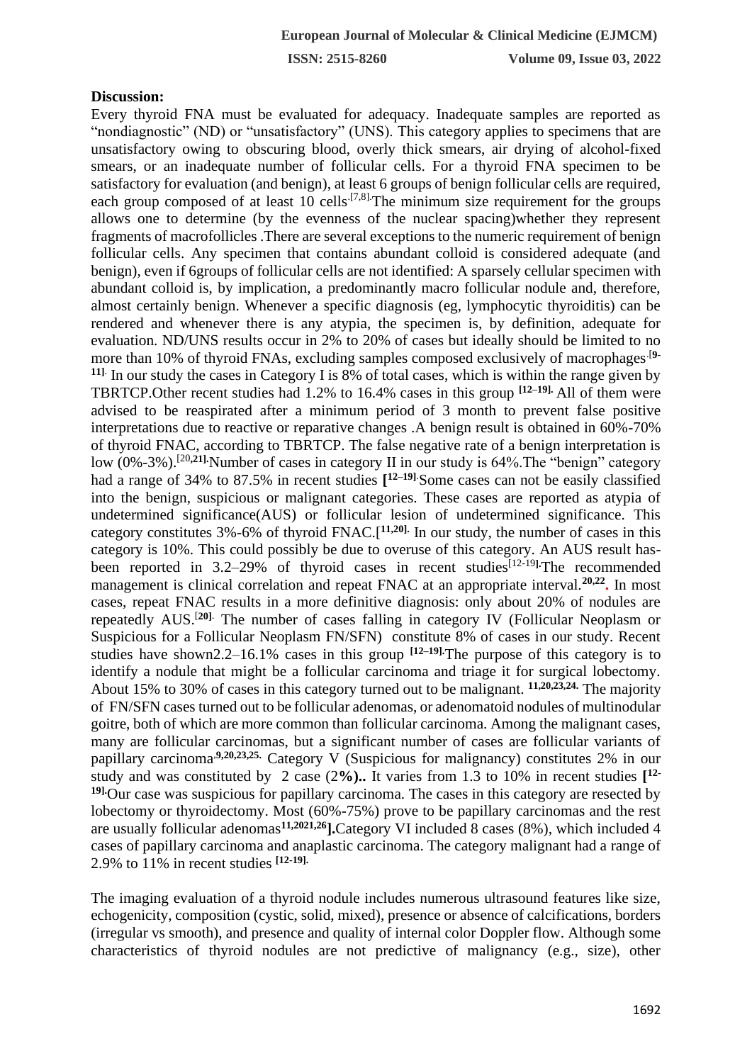**Discussion:**

Every thyroid FNA must be evaluated for adequacy. Inadequate samples are reported as "nondiagnostic" (ND) or "unsatisfactory" (UNS). This category applies to specimens that are unsatisfactory owing to obscuring blood, overly thick smears, air drying of alcohol-fixed smears, or an inadequate number of follicular cells. For a thyroid FNA specimen to be satisfactory for evaluation (and benign), at least 6 groups of benign follicular cells are required, each group composed of at least 10 cells.[7,8]. The minimum size requirement for the groups allows one to determine (by the evenness of the nuclear spacing)whether they represent fragments of macrofollicles .There are several exceptions to the numeric requirement of benign follicular cells. Any specimen that contains abundant colloid is considered adequate (and benign), even if 6groups of follicular cells are not identified: A sparsely cellular specimen with abundant colloid is, by implication, a predominantly macro follicular nodule and, therefore, almost certainly benign. Whenever a specific diagnosis (eg, lymphocytic thyroiditis) can be rendered and whenever there is any atypia, the specimen is, by definition, adequate for evaluation. ND/UNS results occur in 2% to 20% of cases but ideally should be limited to no more than 10% of thyroid FNAs, excluding samples composed exclusively of macrophages.[9-11]. In our study the cases in Category I is 8% of total cases, which is within the range given by TBRTCP.Other recent studies had 1.2% to 16.4% cases in this group [12–19]. All of them were advised to be reaspirated after a minimum period of 3 month to prevent false positive interpretations due to reactive or reparative changes .A benign result is obtained in 60%-70% of thyroid FNAC, according to TBRTCP. The false negative rate of a benign interpretation is low (0%-3%).[20,21].Number of cases in category II in our study is 64%.The "benign" category had a range of 34% to 87.5% in recent studies [12–19].Some cases can not be easily classified into the benign, suspicious or malignant categories. These cases are reported as atypia of undetermined significance(AUS) or follicular lesion of undetermined significance. This category constitutes 3%-6% of thyroid FNAC.[11,20]. In our study, the number of cases in this category is 10%. This could possibly be due to overuse of this category. An AUS result has-been reported in 3.2–29% of thyroid cases in recent studies[12-19].The recommended management is clinical correlation and repeat FNAC at an appropriate interval.[20,22]. In most cases, repeat FNAC results in a more definitive diagnosis: only about 20% of nodules are repeatedly AUS.[20]. The number of cases falling in category IV (Follicular Neoplasm or Suspicious for a Follicular Neoplasm FN/SFN) constitute 8% of cases in our study. Recent studies have shown2.2–16.1% cases in this group [12–19].The purpose of this category is to identify a nodule that might be a follicular carcinoma and triage it for surgical lobectomy. About 15% to 30% of cases in this category turned out to be malignant. [11,20,23,24]. The majority of FN/SFN cases turned out to be follicular adenomas, or adenomatoid nodules of multinodular goitre, both of which are more common than follicular carcinoma. Among the malignant cases, many are follicular carcinomas, but a significant number of cases are follicular variants of papillary carcinoma.[9,20,23,25]. Category V (Suspicious for malignancy) constitutes 2% in our study and was constituted by 2 case (2%).. It varies from 1.3 to 10% in recent studies [12-19].Our case was suspicious for papillary carcinoma. The cases in this category are resected by lobectomy or thyroidectomy. Most (60%-75%) prove to be papillary carcinomas and the rest are usually follicular adenomas[11,2021,26].Category VI included 8 cases (8%), which included 4 cases of papillary carcinoma and anaplastic carcinoma. The category malignant had a range of 2.9% to 11% in recent studies [12-19].

The imaging evaluation of a thyroid nodule includes numerous ultrasound features like size, echogenicity, composition (cystic, solid, mixed), presence or absence of calcifications, borders (irregular vs smooth), and presence and quality of internal color Doppler flow. Although some characteristics of thyroid nodules are not predictive of malignancy (e.g., size), other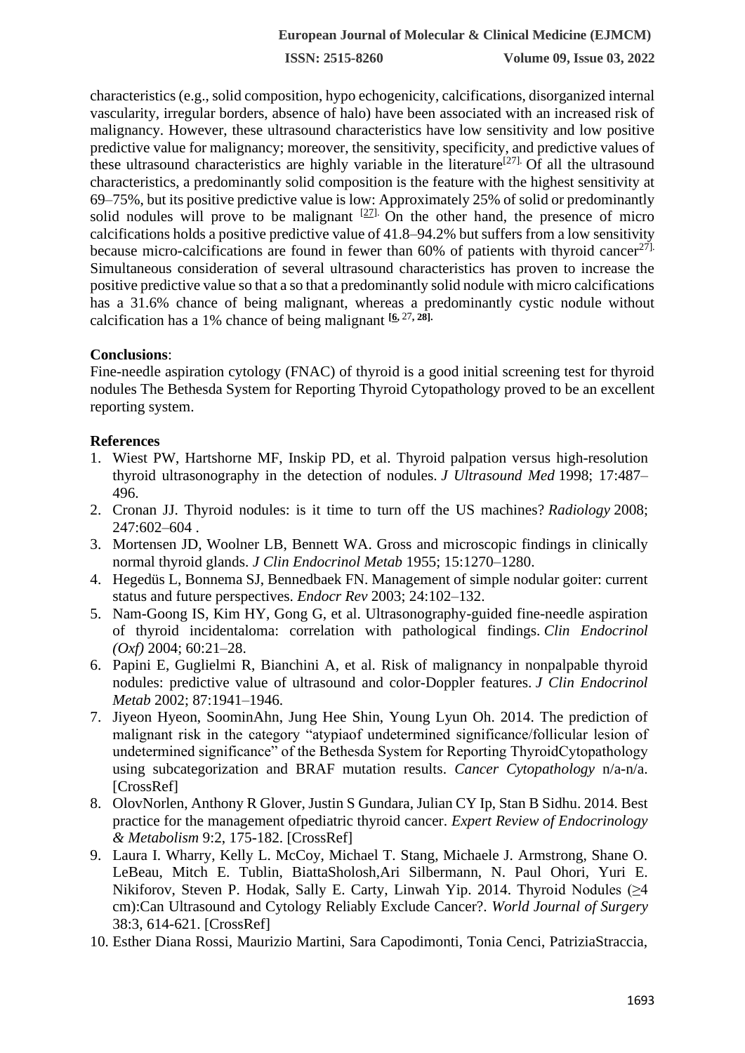characteristics (e.g., solid composition, hypo echogenicity, calcifications, disorganized internal vascularity, irregular borders, absence of halo) have been associated with an increased risk of malignancy. However, these ultrasound characteristics have low sensitivity and low positive predictive value for malignancy; moreover, the sensitivity, specificity, and predictive values of these ultrasound characteristics are highly variable in the literature[27]. Of all the ultrasound characteristics, a predominantly solid composition is the feature with the highest sensitivity at 69–75%, but its positive predictive value is low: Approximately 25% of solid or predominantly solid nodules will prove to be malignant [27]. On the other hand, the presence of micro calcifications holds a positive predictive value of 41.8–94.2% but suffers from a low sensitivity because micro-calcifications are found in fewer than 60% of patients with thyroid cancer[27]. Simultaneous consideration of several ultrasound characteristics has proven to increase the positive predictive value so that a so that a predominantly solid nodule with micro calcifications has a 31.6% chance of being malignant, whereas a predominantly cystic nodule without calcification has a 1% chance of being malignant [6, 27, 28].

**Conclusions**:

Fine-needle aspiration cytology (FNAC) of thyroid is a good initial screening test for thyroid nodules The Bethesda System for Reporting Thyroid Cytopathology proved to be an excellent reporting system.

**References**

1. Wiest PW, Hartshorne MF, Inskip PD, et al. Thyroid palpation versus high-resolution thyroid ultrasonography in the detection of nodules. *J Ultrasound Med* 1998; 17:487–496.
2. Cronan JJ. Thyroid nodules: is it time to turn off the US machines? *Radiology* 2008; 247:602–604 .
3. Mortensen JD, Woolner LB, Bennett WA. Gross and microscopic findings in clinically normal thyroid glands. *J Clin Endocrinol Metab* 1955; 15:1270–1280.
4. Hegedüs L, Bonnema SJ, Bennedbaek FN. Management of simple nodular goiter: current status and future perspectives. *Endocr Rev* 2003; 24:102–132.
5. Nam-Goong IS, Kim HY, Gong G, et al. Ultrasonography-guided fine-needle aspiration of thyroid incidentaloma: correlation with pathological findings. *Clin Endocrinol (Oxf)* 2004; 60:21–28.
6. Papini E, Guglielmi R, Bianchini A, et al. Risk of malignancy in nonpalpable thyroid nodules: predictive value of ultrasound and color-Doppler features. *J Clin Endocrinol Metab* 2002; 87:1941–1946.
7. Jiyeon Hyeon, SoominAhn, Jung Hee Shin, Young Lyun Oh. 2014. The prediction of malignant risk in the category "atypiaof undetermined significance/follicular lesion of undetermined significance" of the Bethesda System for Reporting ThyroidCytopathology using subcategorization and BRAF mutation results. *Cancer Cytopathology* n/a-n/a. [CrossRef]
8. OlovNorlen, Anthony R Glover, Justin S Gundara, Julian CY Ip, Stan B Sidhu. 2014. Best practice for the management ofpediatric thyroid cancer. *Expert Review of Endocrinology & Metabolism* 9:2, 175-182. [CrossRef]
9. Laura I. Wharry, Kelly L. McCoy, Michael T. Stang, Michaele J. Armstrong, Shane O. LeBeau, Mitch E. Tublin, BiattaSholosh,Ari Silbermann, N. Paul Ohori, Yuri E. Nikiforov, Steven P. Hodak, Sally E. Carty, Linwah Yip. 2014. Thyroid Nodules (≥4 cm):Can Ultrasound and Cytology Reliably Exclude Cancer?. *World Journal of Surgery* 38:3, 614-621. [CrossRef]
10. Esther Diana Rossi, Maurizio Martini, Sara Capodimonti, Tonia Cenci, PatriziaStraccia,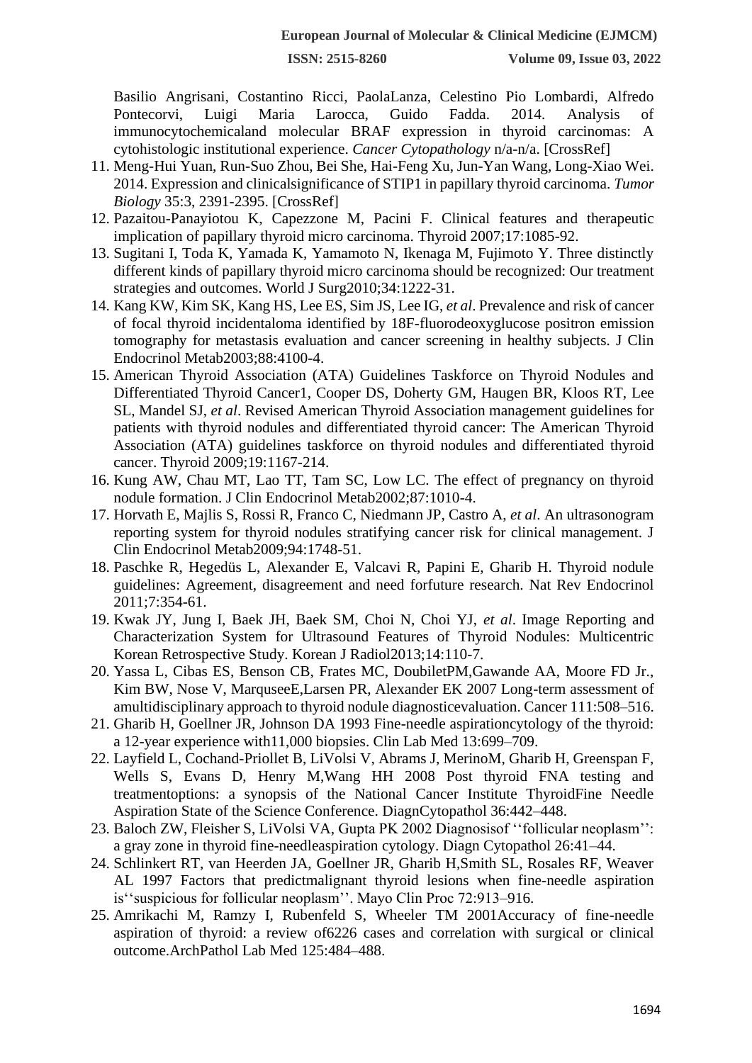Basilio Angrisani, Costantino Ricci, PaolaLanza, Celestino Pio Lombardi, Alfredo Pontecorvi, Luigi Maria Larocca, Guido Fadda. 2014. Analysis of immunocytochemicaland molecular BRAF expression in thyroid carcinomas: A cytohistologic institutional experience. *Cancer Cytopathology* n/a-n/a. [CrossRef]

11. Meng-Hui Yuan, Run-Suo Zhou, Bei She, Hai-Feng Xu, Jun-Yan Wang, Long-Xiao Wei. 2014. Expression and clinicalsignificance of STIP1 in papillary thyroid carcinoma. *Tumor Biology* 35:3, 2391-2395. [CrossRef]
12. Pazaitou-Panayiotou K, Capezzone M, Pacini F. Clinical features and therapeutic implication of papillary thyroid micro carcinoma. Thyroid 2007;17:1085-92.
13. Sugitani I, Toda K, Yamada K, Yamamoto N, Ikenaga M, Fujimoto Y. Three distinctly different kinds of papillary thyroid micro carcinoma should be recognized: Our treatment strategies and outcomes. World J Surg2010;34:1222-31.
14. Kang KW, Kim SK, Kang HS, Lee ES, Sim JS, Lee IG, *et al*. Prevalence and risk of cancer of focal thyroid incidentaloma identified by 18F-fluorodeoxyglucose positron emission tomography for metastasis evaluation and cancer screening in healthy subjects. J Clin Endocrinol Metab2003;88:4100-4.
15. American Thyroid Association (ATA) Guidelines Taskforce on Thyroid Nodules and Differentiated Thyroid Cancer1, Cooper DS, Doherty GM, Haugen BR, Kloos RT, Lee SL, Mandel SJ, *et al*. Revised American Thyroid Association management guidelines for patients with thyroid nodules and differentiated thyroid cancer: The American Thyroid Association (ATA) guidelines taskforce on thyroid nodules and differentiated thyroid cancer. Thyroid 2009;19:1167-214.
16. Kung AW, Chau MT, Lao TT, Tam SC, Low LC. The effect of pregnancy on thyroid nodule formation. J Clin Endocrinol Metab2002;87:1010-4.
17. Horvath E, Majlis S, Rossi R, Franco C, Niedmann JP, Castro A, *et al*. An ultrasonogram reporting system for thyroid nodules stratifying cancer risk for clinical management. J Clin Endocrinol Metab2009;94:1748-51.
18. Paschke R, Hegedüs L, Alexander E, Valcavi R, Papini E, Gharib H. Thyroid nodule guidelines: Agreement, disagreement and need forfuture research. Nat Rev Endocrinol 2011;7:354-61.
19. Kwak JY, Jung I, Baek JH, Baek SM, Choi N, Choi YJ, *et al*. Image Reporting and Characterization System for Ultrasound Features of Thyroid Nodules: Multicentric Korean Retrospective Study. Korean J Radiol2013;14:110-7.
20. Yassa L, Cibas ES, Benson CB, Frates MC, DoubiletPM,Gawande AA, Moore FD Jr., Kim BW, Nose V, MarquseeE,Larsen PR, Alexander EK 2007 Long-term assessment of amultidisciplinary approach to thyroid nodule diagnosticevaluation. Cancer 111:508–516.
21. Gharib H, Goellner JR, Johnson DA 1993 Fine-needle aspirationcytology of the thyroid: a 12-year experience with11,000 biopsies. Clin Lab Med 13:699–709.
22. Layfield L, Cochand-Priollet B, LiVolsi V, Abrams J, MerinoM, Gharib H, Greenspan F, Wells S, Evans D, Henry M,Wang HH 2008 Post thyroid FNA testing and treatmentoptions: a synopsis of the National Cancer Institute ThyroidFine Needle Aspiration State of the Science Conference. DiagnCytopathol 36:442–448.
23. Baloch ZW, Fleisher S, LiVolsi VA, Gupta PK 2002 Diagnosisof ''follicular neoplasm'': a gray zone in thyroid fine-needleaspiration cytology. Diagn Cytopathol 26:41–44.
24. Schlinkert RT, van Heerden JA, Goellner JR, Gharib H,Smith SL, Rosales RF, Weaver AL 1997 Factors that predictmalignant thyroid lesions when fine-needle aspiration is''suspicious for follicular neoplasm''. Mayo Clin Proc 72:913–916.
25. Amrikachi M, Ramzy I, Rubenfeld S, Wheeler TM 2001Accuracy of fine-needle aspiration of thyroid: a review of6226 cases and correlation with surgical or clinical outcome.ArchPathol Lab Med 125:484–488.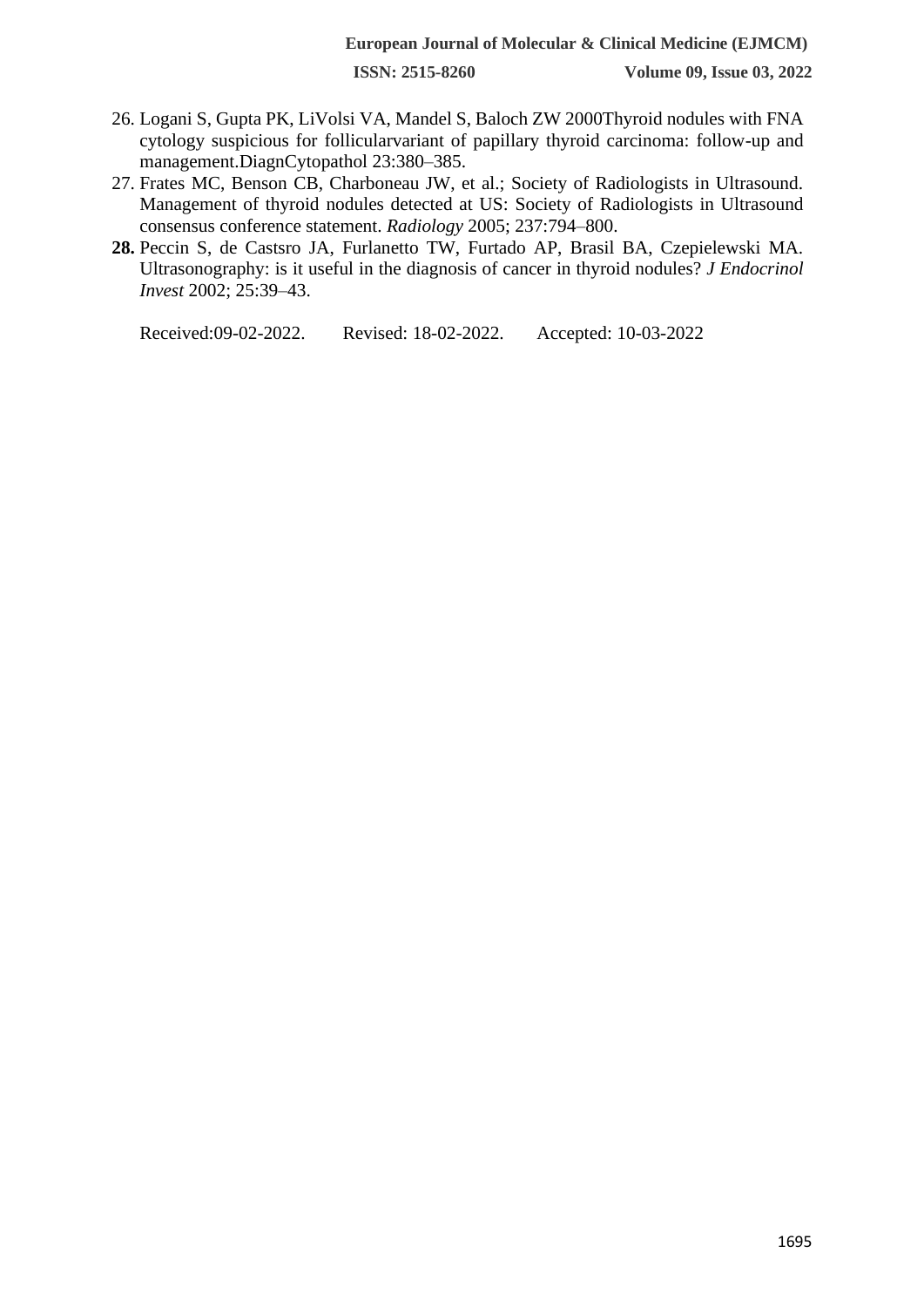26. Logani S, Gupta PK, LiVolsi VA, Mandel S, Baloch ZW 2000Thyroid nodules with FNA cytology suspicious for follicularvariant of papillary thyroid carcinoma: follow-up and management.DiagnCytopathol 23:380–385.
27. Frates MC, Benson CB, Charboneau JW, et al.; Society of Radiologists in Ultrasound. Management of thyroid nodules detected at US: Society of Radiologists in Ultrasound consensus conference statement. *Radiology* 2005; 237:794–800.
28. Peccin S, de Castsro JA, Furlanetto TW, Furtado AP, Brasil BA, Czepielewski MA. Ultrasonography: is it useful in the diagnosis of cancer in thyroid nodules? *J Endocrinol Invest* 2002; 25:39–43.

Received:09-02-2022. Revised: 18-02-2022. Accepted: 10-03-2022